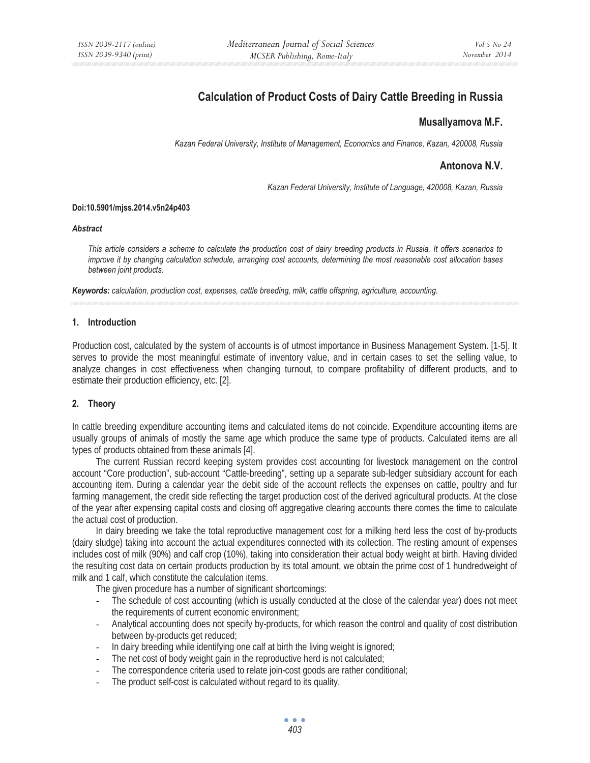# Calculation of Product Costs of Dairy Cattle Breeding in Russia

**Musallyamova M.F.**

*Kazan Federal University, Institute of Management, Economics and Finance, Kazan, 420008, Russia*

**Antonova N.V.**

*Kazan Federal University, Institute of Language, 420008, Kazan, Russia*

**Doi:10.5901/mjss.2014.v5n24p403**

***Abstract***

*This article considers a scheme to calculate the production cost of dairy breeding products in Russia. It offers scenarios to improve it by changing calculation schedule, arranging cost accounts, determining the most reasonable cost allocation bases between joint products.*

***Keywords:*** *calculation, production cost, expenses, cattle breeding, milk, cattle offspring, agriculture, accounting.*

## 1. Introduction

Production cost, calculated by the system of accounts is of utmost importance in Business Management System. [1-5]. It serves to provide the most meaningful estimate of inventory value, and in certain cases to set the selling value, to analyze changes in cost effectiveness when changing turnout, to compare profitability of different products, and to estimate their production efficiency, etc. [2].

## 2. Theory

In cattle breeding expenditure accounting items and calculated items do not coincide. Expenditure accounting items are usually groups of animals of mostly the same age which produce the same type of products. Calculated items are all types of products obtained from these animals [4].

The current Russian record keeping system provides cost accounting for livestock management on the control account "Core production", sub-account "Cattle-breeding", setting up a separate sub-ledger subsidiary account for each accounting item. During a calendar year the debit side of the account reflects the expenses on cattle, poultry and fur farming management, the credit side reflecting the target production cost of the derived agricultural products. At the close of the year after expensing capital costs and closing off aggregative clearing accounts there comes the time to calculate the actual cost of production.

In dairy breeding we take the total reproductive management cost for a milking herd less the cost of by-products (dairy sludge) taking into account the actual expenditures connected with its collection. The resting amount of expenses includes cost of milk (90%) and calf crop (10%), taking into consideration their actual body weight at birth. Having divided the resulting cost data on certain products production by its total amount, we obtain the prime cost of 1 hundredweight of milk and 1 calf, which constitute the calculation items.

The given procedure has a number of significant shortcomings:

- The schedule of cost accounting (which is usually conducted at the close of the calendar year) does not meet the requirements of current economic environment;
- Analytical accounting does not specify by-products, for which reason the control and quality of cost distribution between by-products get reduced;
- In dairy breeding while identifying one calf at birth the living weight is ignored;
- The net cost of body weight gain in the reproductive herd is not calculated;
- The correspondence criteria used to relate join-cost goods are rather conditional;
- The product self-cost is calculated without regard to its quality.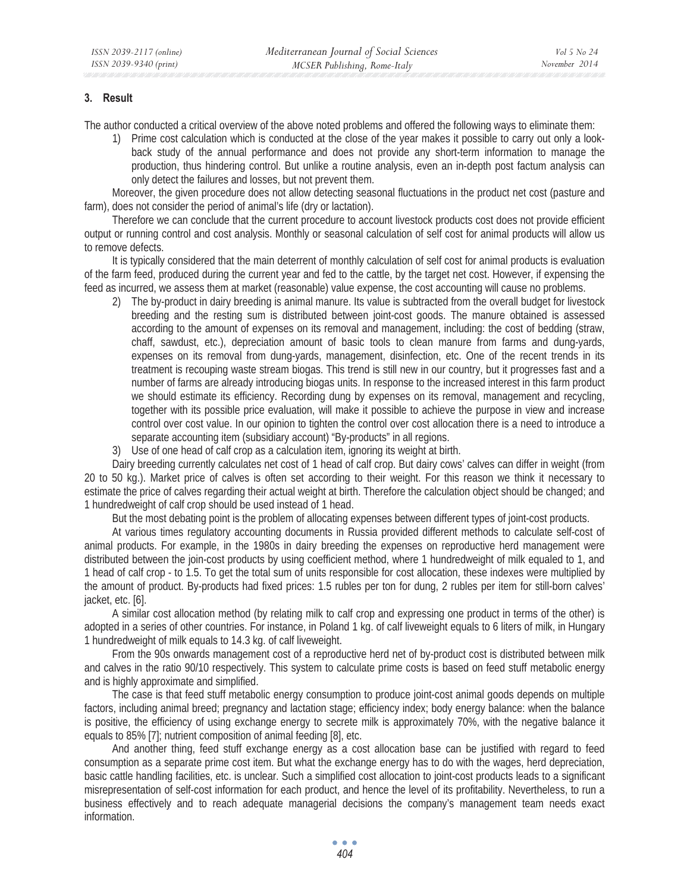## 3. Result

The author conducted a critical overview of the above noted problems and offered the following ways to eliminate them:

1) Prime cost calculation which is conducted at the close of the year makes it possible to carry out only a look-back study of the annual performance and does not provide any short-term information to manage the production, thus hindering control. But unlike a routine analysis, even an in-depth post factum analysis can only detect the failures and losses, but not prevent them.

Moreover, the given procedure does not allow detecting seasonal fluctuations in the product net cost (pasture and farm), does not consider the period of animal's life (dry or lactation).

Therefore we can conclude that the current procedure to account livestock products cost does not provide efficient output or running control and cost analysis. Monthly or seasonal calculation of self cost for animal products will allow us to remove defects.

It is typically considered that the main deterrent of monthly calculation of self cost for animal products is evaluation of the farm feed, produced during the current year and fed to the cattle, by the target net cost. However, if expensing the feed as incurred, we assess them at market (reasonable) value expense, the cost accounting will cause no problems.

2) The by-product in dairy breeding is animal manure. Its value is subtracted from the overall budget for livestock breeding and the resting sum is distributed between joint-cost goods. The manure obtained is assessed according to the amount of expenses on its removal and management, including: the cost of bedding (straw, chaff, sawdust, etc.), depreciation amount of basic tools to clean manure from farms and dung-yards, expenses on its removal from dung-yards, management, disinfection, etc. One of the recent trends in its treatment is recouping waste stream biogas. This trend is still new in our country, but it progresses fast and a number of farms are already introducing biogas units. In response to the increased interest in this farm product we should estimate its efficiency. Recording dung by expenses on its removal, management and recycling, together with its possible price evaluation, will make it possible to achieve the purpose in view and increase control over cost value. In our opinion to tighten the control over cost allocation there is a need to introduce a separate accounting item (subsidiary account) "By-products" in all regions.
3) Use of one head of calf crop as a calculation item, ignoring its weight at birth.

Dairy breeding currently calculates net cost of 1 head of calf crop. But dairy cows' calves can differ in weight (from 20 to 50 kg.). Market price of calves is often set according to their weight. For this reason we think it necessary to estimate the price of calves regarding their actual weight at birth. Therefore the calculation object should be changed; and 1 hundredweight of calf crop should be used instead of 1 head.

But the most debating point is the problem of allocating expenses between different types of joint-cost products.

At various times regulatory accounting documents in Russia provided different methods to calculate self-cost of animal products. For example, in the 1980s in dairy breeding the expenses on reproductive herd management were distributed between the join-cost products by using coefficient method, where 1 hundredweight of milk equaled to 1, and 1 head of calf crop - to 1.5. To get the total sum of units responsible for cost allocation, these indexes were multiplied by the amount of product. By-products had fixed prices: 1.5 rubles per ton for dung, 2 rubles per item for still-born calves' jacket, etc. [6].

A similar cost allocation method (by relating milk to calf crop and expressing one product in terms of the other) is adopted in a series of other countries. For instance, in Poland 1 kg. of calf liveweight equals to 6 liters of milk, in Hungary 1 hundredweight of milk equals to 14.3 kg. of calf liveweight.

From the 90s onwards management cost of a reproductive herd net of by-product cost is distributed between milk and calves in the ratio 90/10 respectively. This system to calculate prime costs is based on feed stuff metabolic energy and is highly approximate and simplified.

The case is that feed stuff metabolic energy consumption to produce joint-cost animal goods depends on multiple factors, including animal breed; pregnancy and lactation stage; efficiency index; body energy balance: when the balance is positive, the efficiency of using exchange energy to secrete milk is approximately 70%, with the negative balance it equals to 85% [7]; nutrient composition of animal feeding [8], etc.

And another thing, feed stuff exchange energy as a cost allocation base can be justified with regard to feed consumption as a separate prime cost item. But what the exchange energy has to do with the wages, herd depreciation, basic cattle handling facilities, etc. is unclear. Such a simplified cost allocation to joint-cost products leads to a significant misrepresentation of self-cost information for each product, and hence the level of its profitability. Nevertheless, to run a business effectively and to reach adequate managerial decisions the company's management team needs exact information.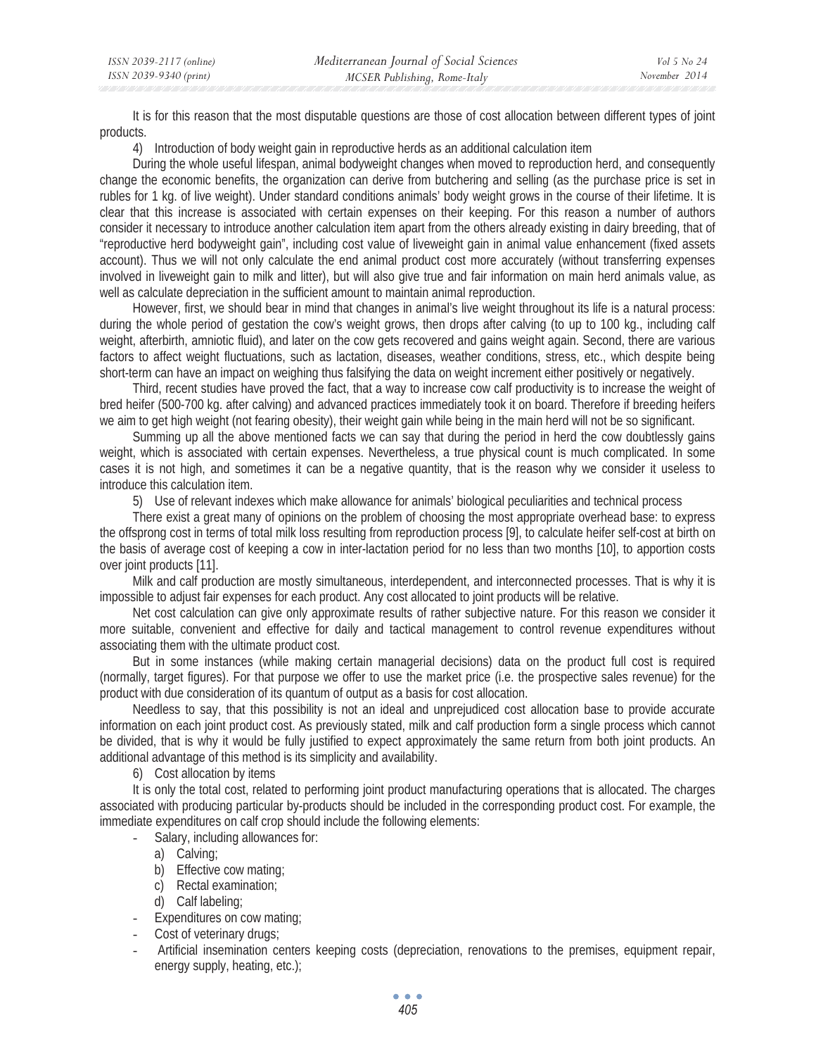It is for this reason that the most disputable questions are those of cost allocation between different types of joint products.

4) Introduction of body weight gain in reproductive herds as an additional calculation item

During the whole useful lifespan, animal bodyweight changes when moved to reproduction herd, and consequently change the economic benefits, the organization can derive from butchering and selling (as the purchase price is set in rubles for 1 kg. of live weight). Under standard conditions animals' body weight grows in the course of their lifetime. It is clear that this increase is associated with certain expenses on their keeping. For this reason a number of authors consider it necessary to introduce another calculation item apart from the others already existing in dairy breeding, that of "reproductive herd bodyweight gain", including cost value of liveweight gain in animal value enhancement (fixed assets account). Thus we will not only calculate the end animal product cost more accurately (without transferring expenses involved in liveweight gain to milk and litter), but will also give true and fair information on main herd animals value, as well as calculate depreciation in the sufficient amount to maintain animal reproduction.

However, first, we should bear in mind that changes in animal's live weight throughout its life is a natural process: during the whole period of gestation the cow's weight grows, then drops after calving (to up to 100 kg., including calf weight, afterbirth, amniotic fluid), and later on the cow gets recovered and gains weight again. Second, there are various factors to affect weight fluctuations, such as lactation, diseases, weather conditions, stress, etc., which despite being short-term can have an impact on weighing thus falsifying the data on weight increment either positively or negatively.

Third, recent studies have proved the fact, that a way to increase cow calf productivity is to increase the weight of bred heifer (500-700 kg. after calving) and advanced practices immediately took it on board. Therefore if breeding heifers we aim to get high weight (not fearing obesity), their weight gain while being in the main herd will not be so significant.

Summing up all the above mentioned facts we can say that during the period in herd the cow doubtlessly gains weight, which is associated with certain expenses. Nevertheless, a true physical count is much complicated. In some cases it is not high, and sometimes it can be a negative quantity, that is the reason why we consider it useless to introduce this calculation item.

5) Use of relevant indexes which make allowance for animals' biological peculiarities and technical process

There exist a great many of opinions on the problem of choosing the most appropriate overhead base: to express the offsprong cost in terms of total milk loss resulting from reproduction process [9], to calculate heifer self-cost at birth on the basis of average cost of keeping a cow in inter-lactation period for no less than two months [10], to apportion costs over joint products [11].

Milk and calf production are mostly simultaneous, interdependent, and interconnected processes. That is why it is impossible to adjust fair expenses for each product. Any cost allocated to joint products will be relative.

Net cost calculation can give only approximate results of rather subjective nature. For this reason we consider it more suitable, convenient and effective for daily and tactical management to control revenue expenditures without associating them with the ultimate product cost.

But in some instances (while making certain managerial decisions) data on the product full cost is required (normally, target figures). For that purpose we offer to use the market price (i.e. the prospective sales revenue) for the product with due consideration of its quantum of output as a basis for cost allocation.

Needless to say, that this possibility is not an ideal and unprejudiced cost allocation base to provide accurate information on each joint product cost. As previously stated, milk and calf production form a single process which cannot be divided, that is why it would be fully justified to expect approximately the same return from both joint products. An additional advantage of this method is its simplicity and availability.

6) Cost allocation by items

It is only the total cost, related to performing joint product manufacturing operations that is allocated. The charges associated with producing particular by-products should be included in the corresponding product cost. For example, the immediate expenditures on calf crop should include the following elements:

- Salary, including allowances for:
  a) Calving;
  b) Effective cow mating;
  c) Rectal examination;
  d) Calf labeling;
- Expenditures on cow mating;
- Cost of veterinary drugs;
- Artificial insemination centers keeping costs (depreciation, renovations to the premises, equipment repair, energy supply, heating, etc.);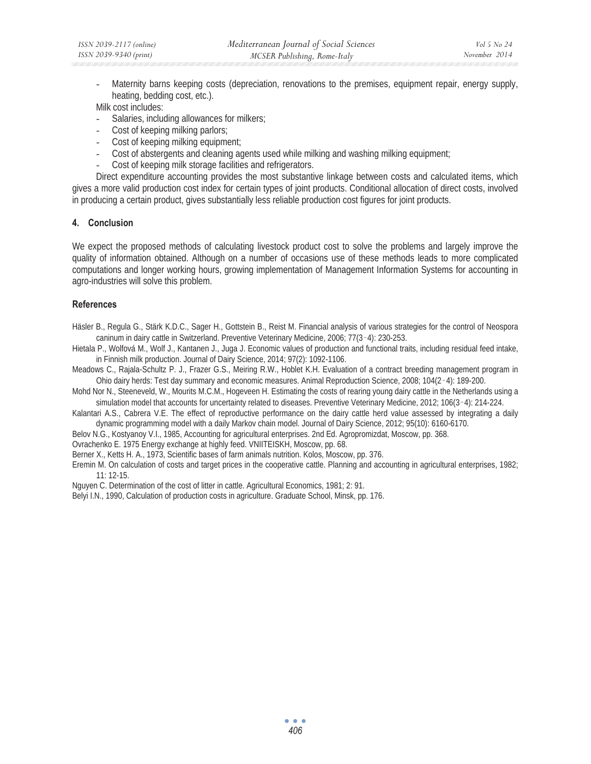- Maternity barns keeping costs (depreciation, renovations to the premises, equipment repair, energy supply, heating, bedding cost, etc.).

Milk cost includes:

- Salaries, including allowances for milkers;
- Cost of keeping milking parlors;
- Cost of keeping milking equipment;
- Cost of abstergents and cleaning agents used while milking and washing milking equipment;
- Cost of keeping milk storage facilities and refrigerators.

Direct expenditure accounting provides the most substantive linkage between costs and calculated items, which gives a more valid production cost index for certain types of joint products. Conditional allocation of direct costs, involved in producing a certain product, gives substantially less reliable production cost figures for joint products.

## 4. Conclusion

We expect the proposed methods of calculating livestock product cost to solve the problems and largely improve the quality of information obtained. Although on a number of occasions use of these methods leads to more complicated computations and longer working hours, growing implementation of Management Information Systems for accounting in agro-industries will solve this problem.

## References

Häsler B., Regula G., Stärk K.D.C., Sager H., Gottstein B., Reist M. Financial analysis of various strategies for the control of Neospora caninum in dairy cattle in Switzerland. Preventive Veterinary Medicine, 2006; 77(3-4): 230-253.

Hietala P., Wolfová M., Wolf J., Kantanen J., Juga J. Economic values of production and functional traits, including residual feed intake, in Finnish milk production. Journal of Dairy Science, 2014; 97(2): 1092-1106.

Meadows C., Rajala-Schultz P. J., Frazer G.S., Meiring R.W., Hoblet K.H. Evaluation of a contract breeding management program in Ohio dairy herds: Test day summary and economic measures. Animal Reproduction Science, 2008; 104(2-4): 189-200.

Mohd Nor N., Steeneveld, W., Mourits M.C.M., Hogeveen H. Estimating the costs of rearing young dairy cattle in the Netherlands using a simulation model that accounts for uncertainty related to diseases. Preventive Veterinary Medicine, 2012; 106(3-4): 214-224.

Kalantari A.S., Cabrera V.E. The effect of reproductive performance on the dairy cattle herd value assessed by integrating a daily dynamic programming model with a daily Markov chain model. Journal of Dairy Science, 2012; 95(10): 6160-6170.

Belov N.G., Kostyanoy V.I., 1985, Accounting for agricultural enterprises. 2nd Ed. Agropromizdat, Moscow, pp. 368.

Ovrachenko E. 1975 Energy exchange at highly feed. VNIITEISKH, Moscow, pp. 68.

Berner X., Ketts H. A., 1973, Scientific bases of farm animals nutrition. Kolos, Moscow, pp. 376.

Eremin M. On calculation of costs and target prices in the cooperative cattle. Planning and accounting in agricultural enterprises, 1982; 11: 12-15.

Nguyen C. Determination of the cost of litter in cattle. Agricultural Economics, 1981; 2: 91.

Belyi I.N., 1990, Calculation of production costs in agriculture. Graduate School, Minsk, pp. 176.